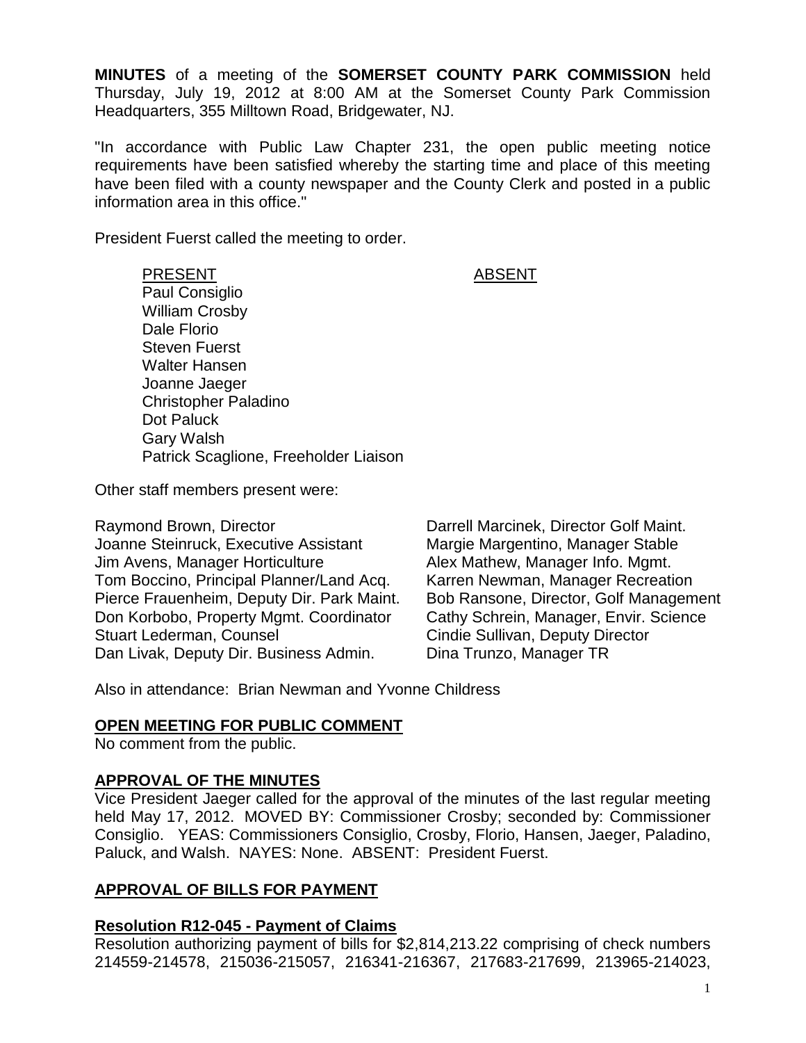**MINUTES** of a meeting of the **SOMERSET COUNTY PARK COMMISSION** held Thursday, July 19, 2012 at 8:00 AM at the Somerset County Park Commission Headquarters, 355 Milltown Road, Bridgewater, NJ.

"In accordance with Public Law Chapter 231, the open public meeting notice requirements have been satisfied whereby the starting time and place of this meeting have been filed with a county newspaper and the County Clerk and posted in a public information area in this office."

President Fuerst called the meeting to order.

| PRESENT | ABSENT |
|---|---|
| Paul Consiglio | |
| William Crosby | |
| Dale Florio | |
| Steven Fuerst | |
| Walter Hansen | |
| Joanne Jaeger | |
| Christopher Paladino | |
| Dot Paluck | |
| Gary Walsh | |
| Patrick Scaglione, Freeholder Liaison | |

Other staff members present were:

| | |
|---|---|
| Raymond Brown, Director | Darrell Marcinek, Director Golf Maint. |
| Joanne Steinruck, Executive Assistant | Margie Margentino, Manager Stable |
| Jim Avens, Manager Horticulture | Alex Mathew, Manager Info. Mgmt. |
| Tom Boccino, Principal Planner/Land Acq. | Karren Newman, Manager Recreation |
| Pierce Frauenheim, Deputy Dir. Park Maint. | Bob Ransone, Director, Golf Management |
| Don Korbobo, Property Mgmt. Coordinator | Cathy Schrein, Manager, Envir. Science |
| Stuart Lederman, Counsel | Cindie Sullivan, Deputy Director |
| Dan Livak, Deputy Dir. Business Admin. | Dina Trunzo, Manager TR |

Also in attendance: Brian Newman and Yvonne Childress

## OPEN MEETING FOR PUBLIC COMMENT

No comment from the public.

## APPROVAL OF THE MINUTES

Vice President Jaeger called for the approval of the minutes of the last regular meeting held May 17, 2012. MOVED BY: Commissioner Crosby; seconded by: Commissioner Consiglio. YEAS: Commissioners Consiglio, Crosby, Florio, Hansen, Jaeger, Paladino, Paluck, and Walsh. NAYES: None. ABSENT: President Fuerst.

## APPROVAL OF BILLS FOR PAYMENT

### Resolution R12-045 - Payment of Claims

Resolution authorizing payment of bills for $2,814,213.22 comprising of check numbers 214559-214578, 215036-215057, 216341-216367, 217683-217699, 213965-214023,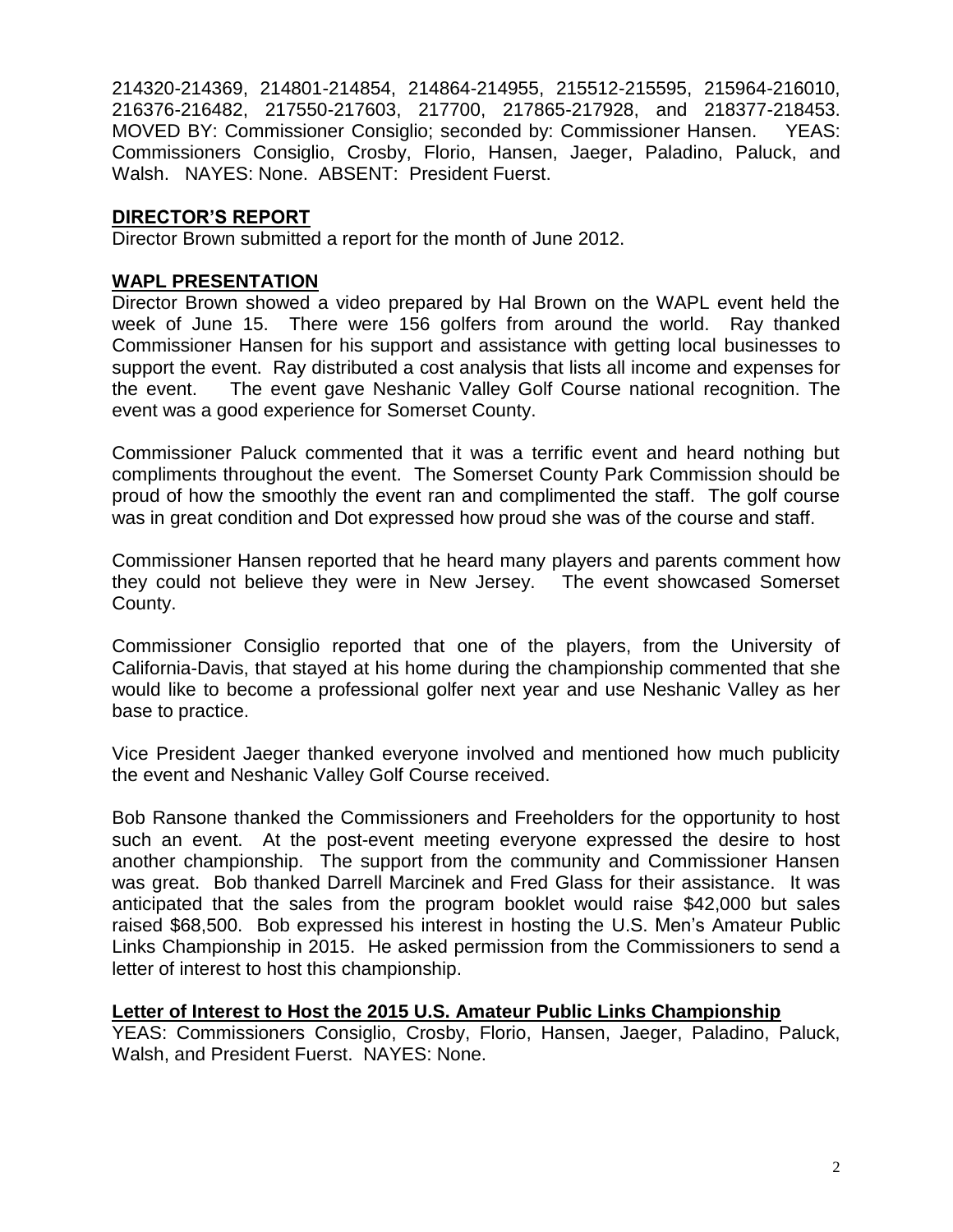214320-214369, 214801-214854, 214864-214955, 215512-215595, 215964-216010, 216376-216482, 217550-217603, 217700, 217865-217928, and 218377-218453. MOVED BY: Commissioner Consiglio; seconded by: Commissioner Hansen. YEAS: Commissioners Consiglio, Crosby, Florio, Hansen, Jaeger, Paladino, Paluck, and Walsh. NAYES: None. ABSENT: President Fuerst.

## DIRECTOR'S REPORT

Director Brown submitted a report for the month of June 2012.

## WAPL PRESENTATION

Director Brown showed a video prepared by Hal Brown on the WAPL event held the week of June 15. There were 156 golfers from around the world. Ray thanked Commissioner Hansen for his support and assistance with getting local businesses to support the event. Ray distributed a cost analysis that lists all income and expenses for the event. The event gave Neshanic Valley Golf Course national recognition. The event was a good experience for Somerset County.

Commissioner Paluck commented that it was a terrific event and heard nothing but compliments throughout the event. The Somerset County Park Commission should be proud of how the smoothly the event ran and complimented the staff. The golf course was in great condition and Dot expressed how proud she was of the course and staff.

Commissioner Hansen reported that he heard many players and parents comment how they could not believe they were in New Jersey. The event showcased Somerset County.

Commissioner Consiglio reported that one of the players, from the University of California-Davis, that stayed at his home during the championship commented that she would like to become a professional golfer next year and use Neshanic Valley as her base to practice.

Vice President Jaeger thanked everyone involved and mentioned how much publicity the event and Neshanic Valley Golf Course received.

Bob Ransone thanked the Commissioners and Freeholders for the opportunity to host such an event. At the post-event meeting everyone expressed the desire to host another championship. The support from the community and Commissioner Hansen was great. Bob thanked Darrell Marcinek and Fred Glass for their assistance. It was anticipated that the sales from the program booklet would raise $42,000 but sales raised $68,500. Bob expressed his interest in hosting the U.S. Men's Amateur Public Links Championship in 2015. He asked permission from the Commissioners to send a letter of interest to host this championship.

### Letter of Interest to Host the 2015 U.S. Amateur Public Links Championship

YEAS: Commissioners Consiglio, Crosby, Florio, Hansen, Jaeger, Paladino, Paluck, Walsh, and President Fuerst. NAYES: None.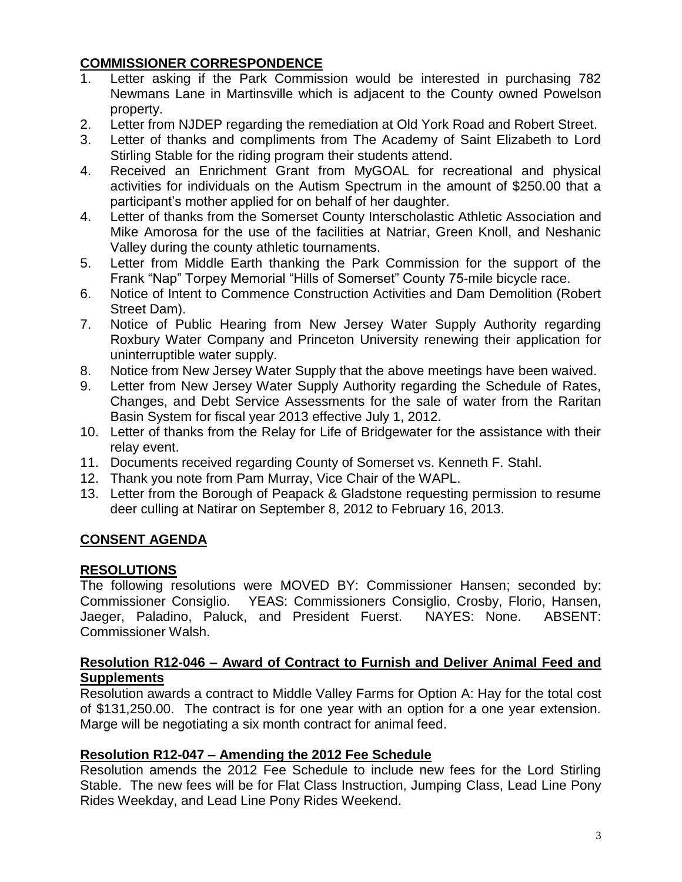## COMMISSIONER CORRESPONDENCE

1. Letter asking if the Park Commission would be interested in purchasing 782 Newmans Lane in Martinsville which is adjacent to the County owned Powelson property.
2. Letter from NJDEP regarding the remediation at Old York Road and Robert Street.
3. Letter of thanks and compliments from The Academy of Saint Elizabeth to Lord Stirling Stable for the riding program their students attend.
4. Received an Enrichment Grant from MyGOAL for recreational and physical activities for individuals on the Autism Spectrum in the amount of $250.00 that a participant's mother applied for on behalf of her daughter.
4. Letter of thanks from the Somerset County Interscholastic Athletic Association and Mike Amorosa for the use of the facilities at Natriar, Green Knoll, and Neshanic Valley during the county athletic tournaments.
5. Letter from Middle Earth thanking the Park Commission for the support of the Frank "Nap" Torpey Memorial "Hills of Somerset" County 75-mile bicycle race.
6. Notice of Intent to Commence Construction Activities and Dam Demolition (Robert Street Dam).
7. Notice of Public Hearing from New Jersey Water Supply Authority regarding Roxbury Water Company and Princeton University renewing their application for uninterruptible water supply.
8. Notice from New Jersey Water Supply that the above meetings have been waived.
9. Letter from New Jersey Water Supply Authority regarding the Schedule of Rates, Changes, and Debt Service Assessments for the sale of water from the Raritan Basin System for fiscal year 2013 effective July 1, 2012.
10. Letter of thanks from the Relay for Life of Bridgewater for the assistance with their relay event.
11. Documents received regarding County of Somerset vs. Kenneth F. Stahl.
12. Thank you note from Pam Murray, Vice Chair of the WAPL.
13. Letter from the Borough of Peapack & Gladstone requesting permission to resume deer culling at Natirar on September 8, 2012 to February 16, 2013.

## CONSENT AGENDA

## RESOLUTIONS

The following resolutions were MOVED BY: Commissioner Hansen; seconded by: Commissioner Consiglio. YEAS: Commissioners Consiglio, Crosby, Florio, Hansen, Jaeger, Paladino, Paluck, and President Fuerst. NAYES: None. ABSENT: Commissioner Walsh.

### Resolution R12-046 – Award of Contract to Furnish and Deliver Animal Feed and Supplements

Resolution awards a contract to Middle Valley Farms for Option A: Hay for the total cost of $131,250.00. The contract is for one year with an option for a one year extension. Marge will be negotiating a six month contract for animal feed.

### Resolution R12-047 – Amending the 2012 Fee Schedule

Resolution amends the 2012 Fee Schedule to include new fees for the Lord Stirling Stable. The new fees will be for Flat Class Instruction, Jumping Class, Lead Line Pony Rides Weekday, and Lead Line Pony Rides Weekend.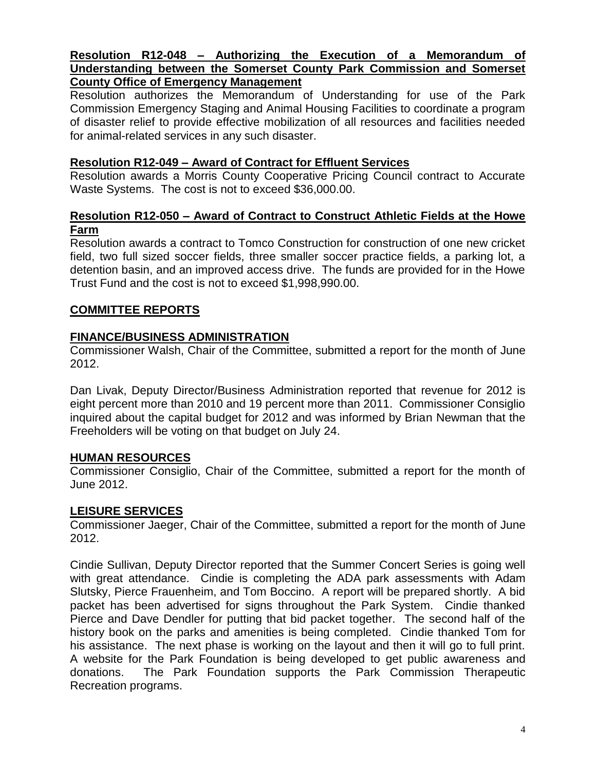**Resolution R12-048 – Authorizing the Execution of a Memorandum of Understanding between the Somerset County Park Commission and Somerset County Office of Emergency Management**

Resolution authorizes the Memorandum of Understanding for use of the Park Commission Emergency Staging and Animal Housing Facilities to coordinate a program of disaster relief to provide effective mobilization of all resources and facilities needed for animal-related services in any such disaster.

**Resolution R12-049 – Award of Contract for Effluent Services**

Resolution awards a Morris County Cooperative Pricing Council contract to Accurate Waste Systems. The cost is not to exceed $36,000.00.

**Resolution R12-050 – Award of Contract to Construct Athletic Fields at the Howe Farm**

Resolution awards a contract to Tomco Construction for construction of one new cricket field, two full sized soccer fields, three smaller soccer practice fields, a parking lot, a detention basin, and an improved access drive. The funds are provided for in the Howe Trust Fund and the cost is not to exceed $1,998,990.00.

## COMMITTEE REPORTS

### FINANCE/BUSINESS ADMINISTRATION

Commissioner Walsh, Chair of the Committee, submitted a report for the month of June 2012.

Dan Livak, Deputy Director/Business Administration reported that revenue for 2012 is eight percent more than 2010 and 19 percent more than 2011. Commissioner Consiglio inquired about the capital budget for 2012 and was informed by Brian Newman that the Freeholders will be voting on that budget on July 24.

### HUMAN RESOURCES

Commissioner Consiglio, Chair of the Committee, submitted a report for the month of June 2012.

### LEISURE SERVICES

Commissioner Jaeger, Chair of the Committee, submitted a report for the month of June 2012.

Cindie Sullivan, Deputy Director reported that the Summer Concert Series is going well with great attendance. Cindie is completing the ADA park assessments with Adam Slutsky, Pierce Frauenheim, and Tom Boccino. A report will be prepared shortly. A bid packet has been advertised for signs throughout the Park System. Cindie thanked Pierce and Dave Dendler for putting that bid packet together. The second half of the history book on the parks and amenities is being completed. Cindie thanked Tom for his assistance. The next phase is working on the layout and then it will go to full print. A website for the Park Foundation is being developed to get public awareness and donations. The Park Foundation supports the Park Commission Therapeutic Recreation programs.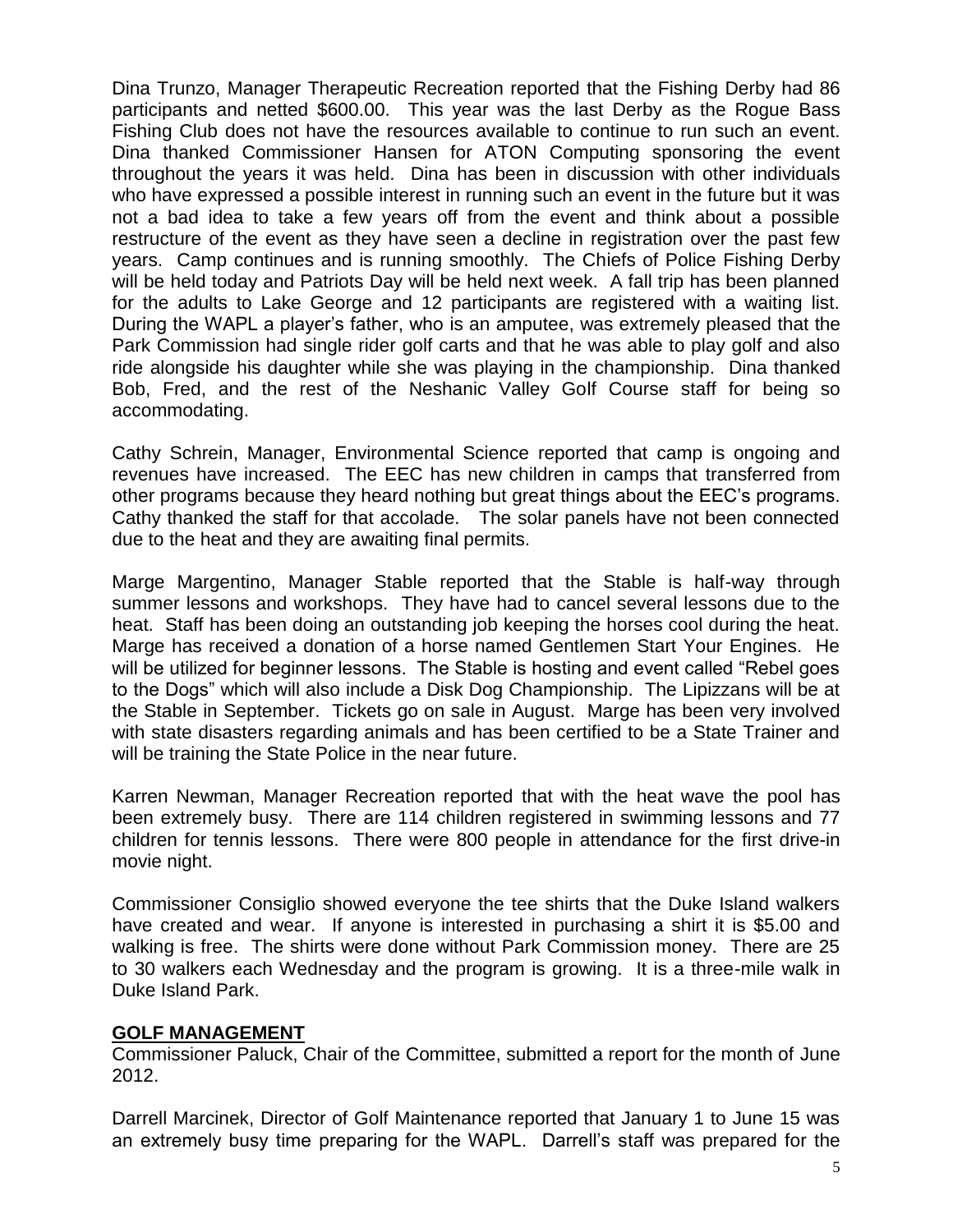Dina Trunzo, Manager Therapeutic Recreation reported that the Fishing Derby had 86 participants and netted $600.00. This year was the last Derby as the Rogue Bass Fishing Club does not have the resources available to continue to run such an event. Dina thanked Commissioner Hansen for ATON Computing sponsoring the event throughout the years it was held. Dina has been in discussion with other individuals who have expressed a possible interest in running such an event in the future but it was not a bad idea to take a few years off from the event and think about a possible restructure of the event as they have seen a decline in registration over the past few years. Camp continues and is running smoothly. The Chiefs of Police Fishing Derby will be held today and Patriots Day will be held next week. A fall trip has been planned for the adults to Lake George and 12 participants are registered with a waiting list. During the WAPL a player's father, who is an amputee, was extremely pleased that the Park Commission had single rider golf carts and that he was able to play golf and also ride alongside his daughter while she was playing in the championship. Dina thanked Bob, Fred, and the rest of the Neshanic Valley Golf Course staff for being so accommodating.

Cathy Schrein, Manager, Environmental Science reported that camp is ongoing and revenues have increased. The EEC has new children in camps that transferred from other programs because they heard nothing but great things about the EEC's programs. Cathy thanked the staff for that accolade. The solar panels have not been connected due to the heat and they are awaiting final permits.

Marge Margentino, Manager Stable reported that the Stable is half-way through summer lessons and workshops. They have had to cancel several lessons due to the heat. Staff has been doing an outstanding job keeping the horses cool during the heat. Marge has received a donation of a horse named Gentlemen Start Your Engines. He will be utilized for beginner lessons. The Stable is hosting and event called "Rebel goes to the Dogs" which will also include a Disk Dog Championship. The Lipizzans will be at the Stable in September. Tickets go on sale in August. Marge has been very involved with state disasters regarding animals and has been certified to be a State Trainer and will be training the State Police in the near future.

Karren Newman, Manager Recreation reported that with the heat wave the pool has been extremely busy. There are 114 children registered in swimming lessons and 77 children for tennis lessons. There were 800 people in attendance for the first drive-in movie night.

Commissioner Consiglio showed everyone the tee shirts that the Duke Island walkers have created and wear. If anyone is interested in purchasing a shirt it is $5.00 and walking is free. The shirts were done without Park Commission money. There are 25 to 30 walkers each Wednesday and the program is growing. It is a three-mile walk in Duke Island Park.

## GOLF MANAGEMENT

Commissioner Paluck, Chair of the Committee, submitted a report for the month of June 2012.

Darrell Marcinek, Director of Golf Maintenance reported that January 1 to June 15 was an extremely busy time preparing for the WAPL. Darrell's staff was prepared for the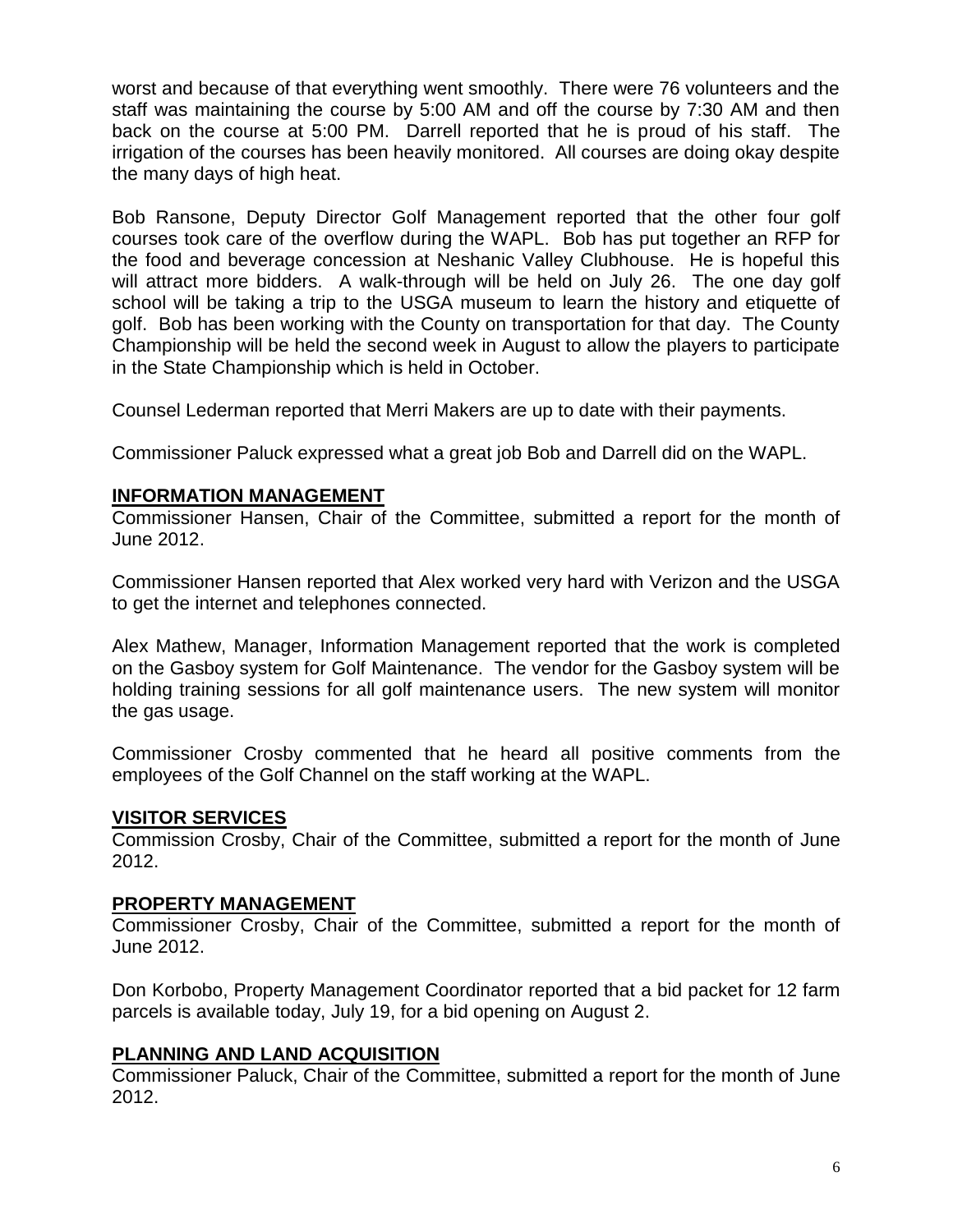worst and because of that everything went smoothly. There were 76 volunteers and the staff was maintaining the course by 5:00 AM and off the course by 7:30 AM and then back on the course at 5:00 PM. Darrell reported that he is proud of his staff. The irrigation of the courses has been heavily monitored. All courses are doing okay despite the many days of high heat.

Bob Ransone, Deputy Director Golf Management reported that the other four golf courses took care of the overflow during the WAPL. Bob has put together an RFP for the food and beverage concession at Neshanic Valley Clubhouse. He is hopeful this will attract more bidders. A walk-through will be held on July 26. The one day golf school will be taking a trip to the USGA museum to learn the history and etiquette of golf. Bob has been working with the County on transportation for that day. The County Championship will be held the second week in August to allow the players to participate in the State Championship which is held in October.

Counsel Lederman reported that Merri Makers are up to date with their payments.

Commissioner Paluck expressed what a great job Bob and Darrell did on the WAPL.

## INFORMATION MANAGEMENT

Commissioner Hansen, Chair of the Committee, submitted a report for the month of June 2012.

Commissioner Hansen reported that Alex worked very hard with Verizon and the USGA to get the internet and telephones connected.

Alex Mathew, Manager, Information Management reported that the work is completed on the Gasboy system for Golf Maintenance. The vendor for the Gasboy system will be holding training sessions for all golf maintenance users. The new system will monitor the gas usage.

Commissioner Crosby commented that he heard all positive comments from the employees of the Golf Channel on the staff working at the WAPL.

## VISITOR SERVICES

Commission Crosby, Chair of the Committee, submitted a report for the month of June 2012.

## PROPERTY MANAGEMENT

Commissioner Crosby, Chair of the Committee, submitted a report for the month of June 2012.

Don Korbobo, Property Management Coordinator reported that a bid packet for 12 farm parcels is available today, July 19, for a bid opening on August 2.

## PLANNING AND LAND ACQUISITION

Commissioner Paluck, Chair of the Committee, submitted a report for the month of June 2012.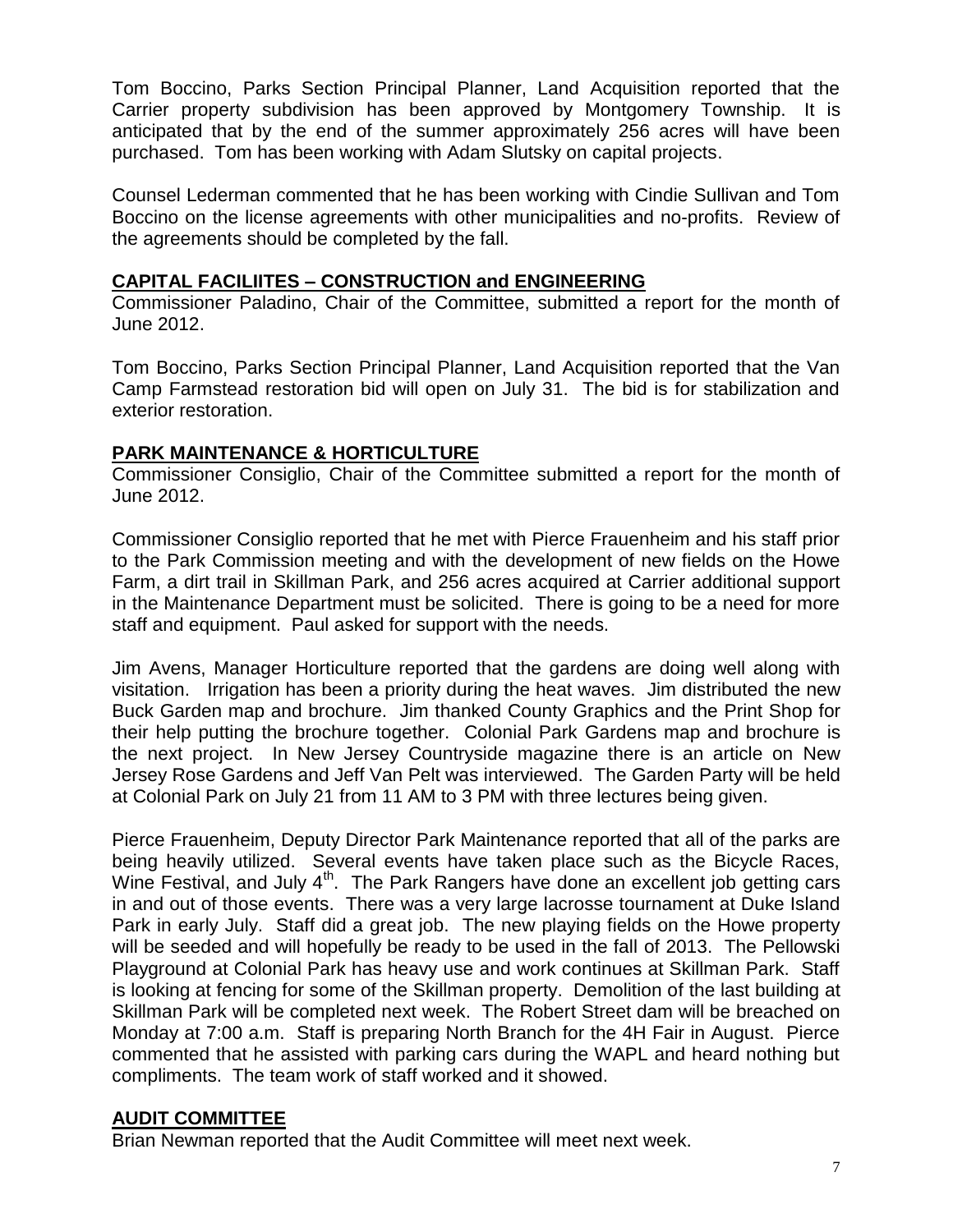Tom Boccino, Parks Section Principal Planner, Land Acquisition reported that the Carrier property subdivision has been approved by Montgomery Township. It is anticipated that by the end of the summer approximately 256 acres will have been purchased. Tom has been working with Adam Slutsky on capital projects.

Counsel Lederman commented that he has been working with Cindie Sullivan and Tom Boccino on the license agreements with other municipalities and no-profits. Review of the agreements should be completed by the fall.

## CAPITAL FACILIITES – CONSTRUCTION and ENGINEERING

Commissioner Paladino, Chair of the Committee, submitted a report for the month of June 2012.

Tom Boccino, Parks Section Principal Planner, Land Acquisition reported that the Van Camp Farmstead restoration bid will open on July 31. The bid is for stabilization and exterior restoration.

## PARK MAINTENANCE & HORTICULTURE

Commissioner Consiglio, Chair of the Committee submitted a report for the month of June 2012.

Commissioner Consiglio reported that he met with Pierce Frauenheim and his staff prior to the Park Commission meeting and with the development of new fields on the Howe Farm, a dirt trail in Skillman Park, and 256 acres acquired at Carrier additional support in the Maintenance Department must be solicited. There is going to be a need for more staff and equipment. Paul asked for support with the needs.

Jim Avens, Manager Horticulture reported that the gardens are doing well along with visitation. Irrigation has been a priority during the heat waves. Jim distributed the new Buck Garden map and brochure. Jim thanked County Graphics and the Print Shop for their help putting the brochure together. Colonial Park Gardens map and brochure is the next project. In New Jersey Countryside magazine there is an article on New Jersey Rose Gardens and Jeff Van Pelt was interviewed. The Garden Party will be held at Colonial Park on July 21 from 11 AM to 3 PM with three lectures being given.

Pierce Frauenheim, Deputy Director Park Maintenance reported that all of the parks are being heavily utilized. Several events have taken place such as the Bicycle Races, Wine Festival, and July 4th. The Park Rangers have done an excellent job getting cars in and out of those events. There was a very large lacrosse tournament at Duke Island Park in early July. Staff did a great job. The new playing fields on the Howe property will be seeded and will hopefully be ready to be used in the fall of 2013. The Pellowski Playground at Colonial Park has heavy use and work continues at Skillman Park. Staff is looking at fencing for some of the Skillman property. Demolition of the last building at Skillman Park will be completed next week. The Robert Street dam will be breached on Monday at 7:00 a.m. Staff is preparing North Branch for the 4H Fair in August. Pierce commented that he assisted with parking cars during the WAPL and heard nothing but compliments. The team work of staff worked and it showed.

## AUDIT COMMITTEE

Brian Newman reported that the Audit Committee will meet next week.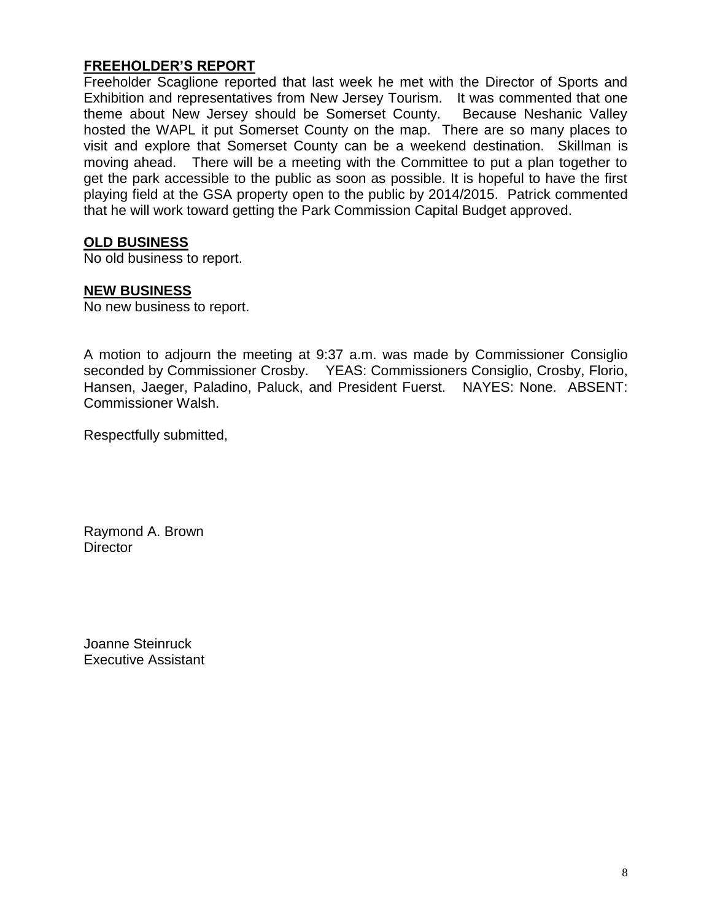## FREEHOLDER'S REPORT

Freeholder Scaglione reported that last week he met with the Director of Sports and Exhibition and representatives from New Jersey Tourism. It was commented that one theme about New Jersey should be Somerset County. Because Neshanic Valley hosted the WAPL it put Somerset County on the map. There are so many places to visit and explore that Somerset County can be a weekend destination. Skillman is moving ahead. There will be a meeting with the Committee to put a plan together to get the park accessible to the public as soon as possible. It is hopeful to have the first playing field at the GSA property open to the public by 2014/2015. Patrick commented that he will work toward getting the Park Commission Capital Budget approved.

## OLD BUSINESS

No old business to report.

## NEW BUSINESS

No new business to report.

A motion to adjourn the meeting at 9:37 a.m. was made by Commissioner Consiglio seconded by Commissioner Crosby. YEAS: Commissioners Consiglio, Crosby, Florio, Hansen, Jaeger, Paladino, Paluck, and President Fuerst. NAYES: None. ABSENT: Commissioner Walsh.

Respectfully submitted,

Raymond A. Brown
Director

Joanne Steinruck
Executive Assistant